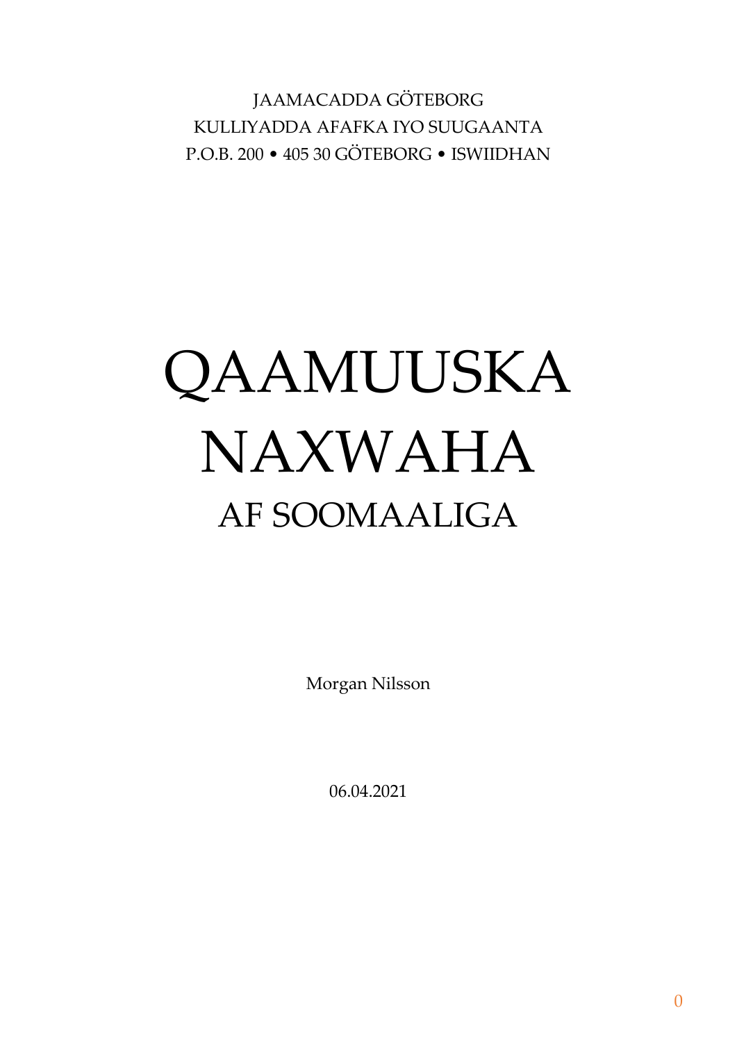JAAMACADDA GÖTEBORG
KULLIYADDA AFAFKA IYO SUUGAANTA
P.O.B. 200 • 405 30 GÖTEBORG • ISWIIDHAN

# QAAMUUSKA NAXWAHA

## AF SOOMAALIGA

Morgan Nilsson

06.04.2021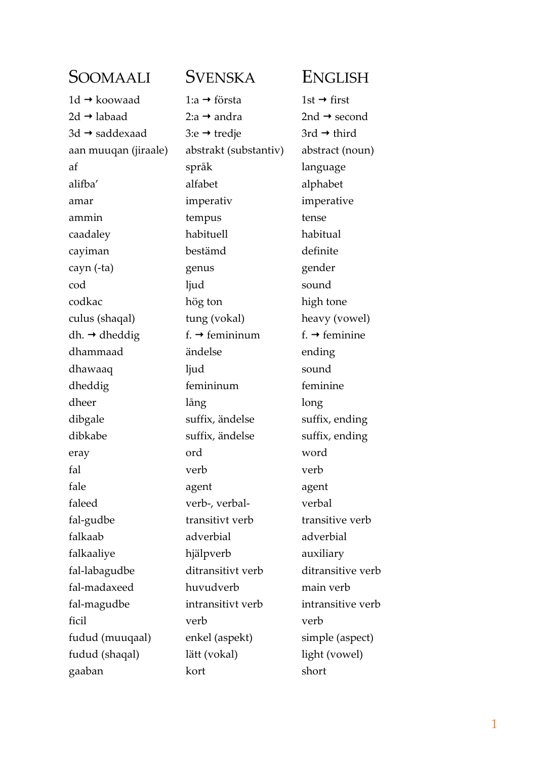| SOOMAALI | SVENSKA | ENGLISH |
| --- | --- | --- |
| 1d ➞ koowaad | 1:a ➞ första | 1st ➞ first |
| 2d ➞ labaad | 2:a ➞ andra | 2nd ➞ second |
| 3d ➞ saddexaad | 3:e ➞ tredje | 3rd ➞ third |
| aan muuqan (jiraale) | abstrakt (substantiv) | abstract (noun) |
| af | språk | language |
| alifba’ | alfabet | alphabet |
| amar | imperativ | imperative |
| ammin | tempus | tense |
| caadaley | habituell | habitual |
| cayiman | bestämd | definite |
| cayn (-ta) | genus | gender |
| cod | ljud | sound |
| codkac | hög ton | high tone |
| culus (shaqal) | tung (vokal) | heavy (vowel) |
| dh. ➞ dheddig | f. ➞ femininum | f. ➞ feminine |
| dhammaad | ändelse | ending |
| dhawaaq | ljud | sound |
| dheddig | femininum | feminine |
| dheer | lång | long |
| dibgale | suffix, ändelse | suffix, ending |
| dibkabe | suffix, ändelse | suffix, ending |
| eray | ord | word |
| fal | verb | verb |
| fale | agent | agent |
| faleed | verb-, verbal- | verbal |
| fal-gudbe | transitivt verb | transitive verb |
| falkaab | adverbial | adverbial |
| falkaaliye | hjälpverb | auxiliary |
| fal-labagudbe | ditransitivt verb | ditransitive verb |
| fal-madaxeed | huvudverb | main verb |
| fal-magudbe | intransitivt verb | intransitive verb |
| ficil | verb | verb |
| fudud (muuqaal) | enkel (aspekt) | simple (aspect) |
| fudud (shaqal) | lätt (vokal) | light (vowel) |
| gaaban | kort | short |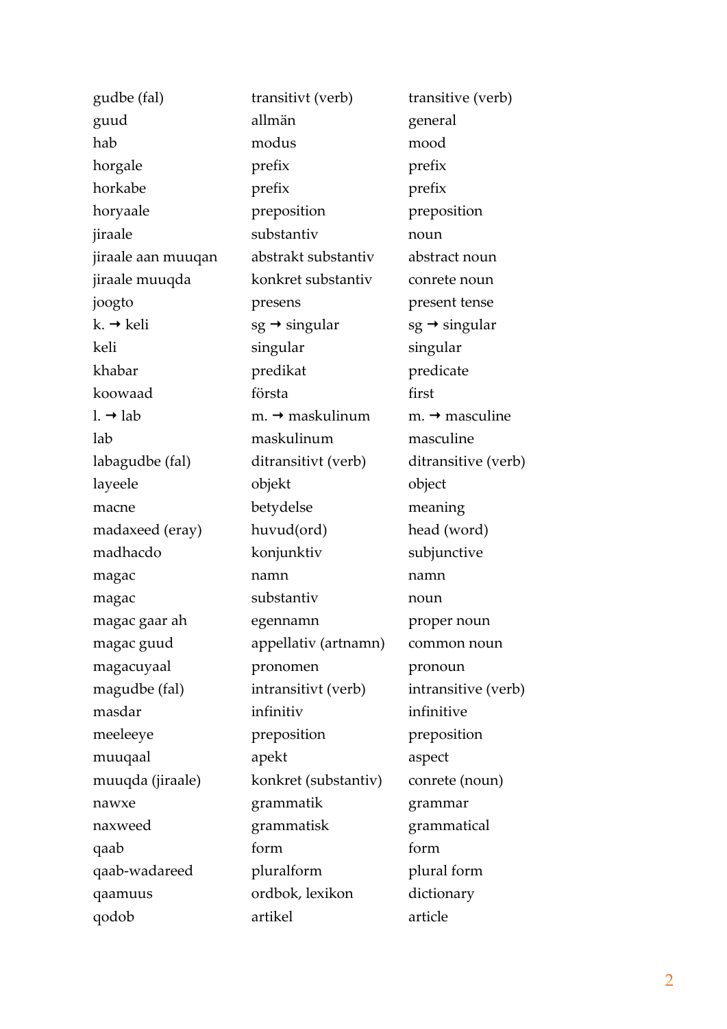| | | |
|---|---|---|
| gudbe (fal) | transitivt (verb) | transitive (verb) |
| guud | allmän | general |
| hab | modus | mood |
| horgale | prefix | prefix |
| horkabe | prefix | prefix |
| horyaale | preposition | preposition |
| jiraale | substantiv | noun |
| jiraale aan muuqan | abstrakt substantiv | abstract noun |
| jiraale muuqda | konkret substantiv | conrete noun |
| joogto | presens | present tense |
| k. ➞ keli | sg ➞ singular | sg ➞ singular |
| keli | singular | singular |
| khabar | predikat | predicate |
| koowaad | första | first |
| l. ➞ lab | m. ➞ maskulinum | m. ➞ masculine |
| lab | maskulinum | masculine |
| labagudbe (fal) | ditransitivt (verb) | ditransitive (verb) |
| layeele | objekt | object |
| macne | betydelse | meaning |
| madaxeed (eray) | huvud(ord) | head (word) |
| madhacdo | konjunktiv | subjunctive |
| magac | namn | namn |
| magac | substantiv | noun |
| magac gaar ah | egennamn | proper noun |
| magac guud | appellativ (artnamn) | common noun |
| magacuyaal | pronomen | pronoun |
| magudbe (fal) | intransitivt (verb) | intransitive (verb) |
| masdar | infinitiv | infinitive |
| meeleeye | preposition | preposition |
| muuqaal | apekt | aspect |
| muuqda (jiraale) | konkret (substantiv) | conrete (noun) |
| nawxe | grammatik | grammar |
| naxweed | grammatisk | grammatical |
| qaab | form | form |
| qaab-wadareed | pluralform | plural form |
| qaamuus | ordbok, lexikon | dictionary |
| qodob | artikel | article |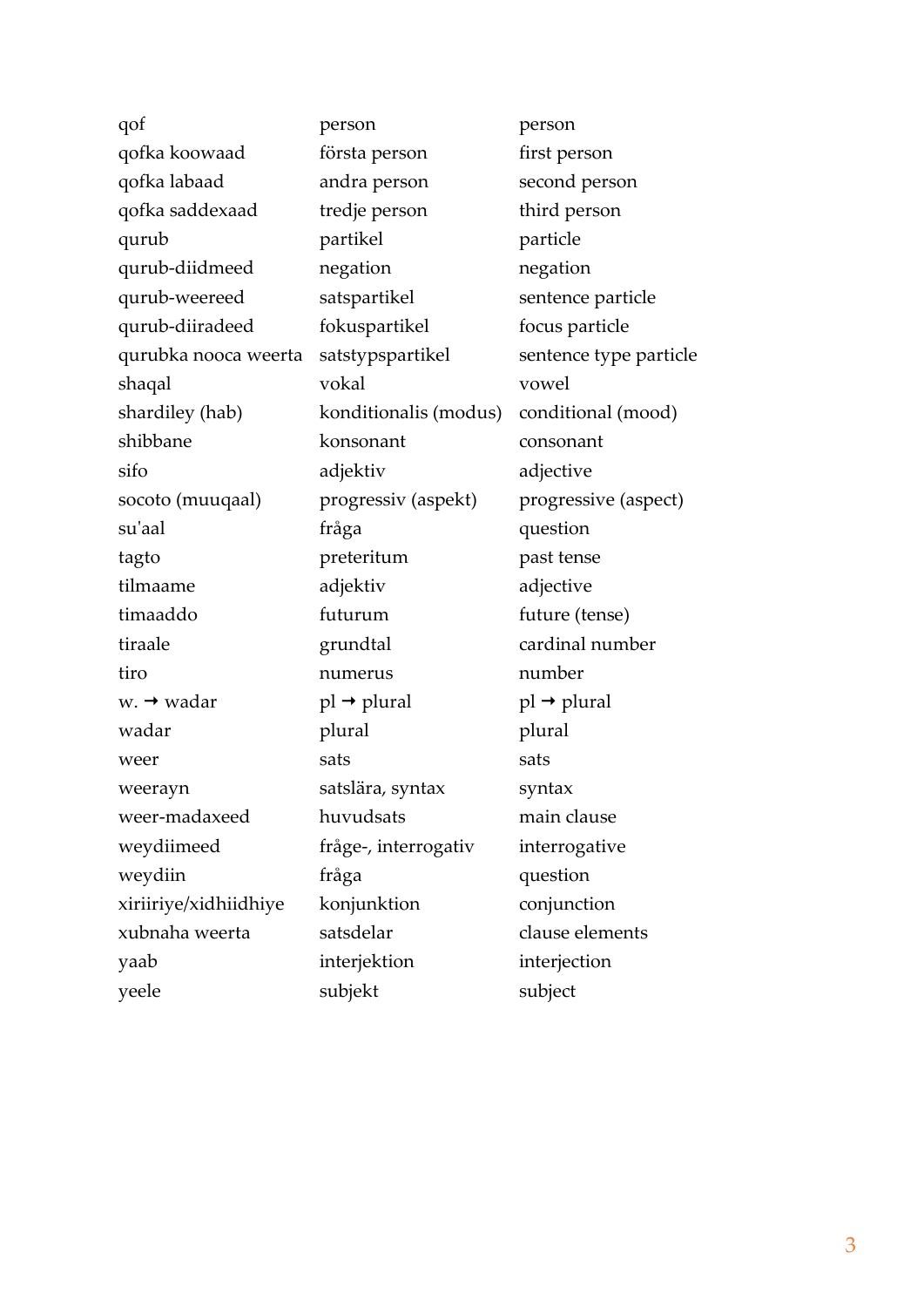| | | |
|---|---|---|
| qof | person | person |
| qofka koowaad | första person | first person |
| qofka labaad | andra person | second person |
| qofka saddexaad | tredje person | third person |
| qurub | partikel | particle |
| qurub-diidmeed | negation | negation |
| qurub-weereed | satspartikel | sentence particle |
| qurub-diiradeed | fokuspartikel | focus particle |
| qurubka nooca weerta | satstypspartikel | sentence type particle |
| shaqal | vokal | vowel |
| shardiley (hab) | konditionalis (modus) | conditional (mood) |
| shibbane | konsonant | consonant |
| sifo | adjektiv | adjective |
| socoto (muuqaal) | progressiv (aspekt) | progressive (aspect) |
| su'aal | fråga | question |
| tagto | preteritum | past tense |
| tilmaame | adjektiv | adjective |
| timaaddo | futurum | future (tense) |
| tiraale | grundtal | cardinal number |
| tiro | numerus | number |
| w. → wadar | pl → plural | pl → plural |
| wadar | plural | plural |
| weer | sats | sats |
| weerayn | satslära, syntax | syntax |
| weer-madaxeed | huvudsats | main clause |
| weydiimeed | fråge-, interrogativ | interrogative |
| weydiin | fråga | question |
| xiriiriye/xidhiidhiye | konjunktion | conjunction |
| xubnaha weerta | satsdelar | clause elements |
| yaab | interjektion | interjection |
| yeele | subjekt | subject |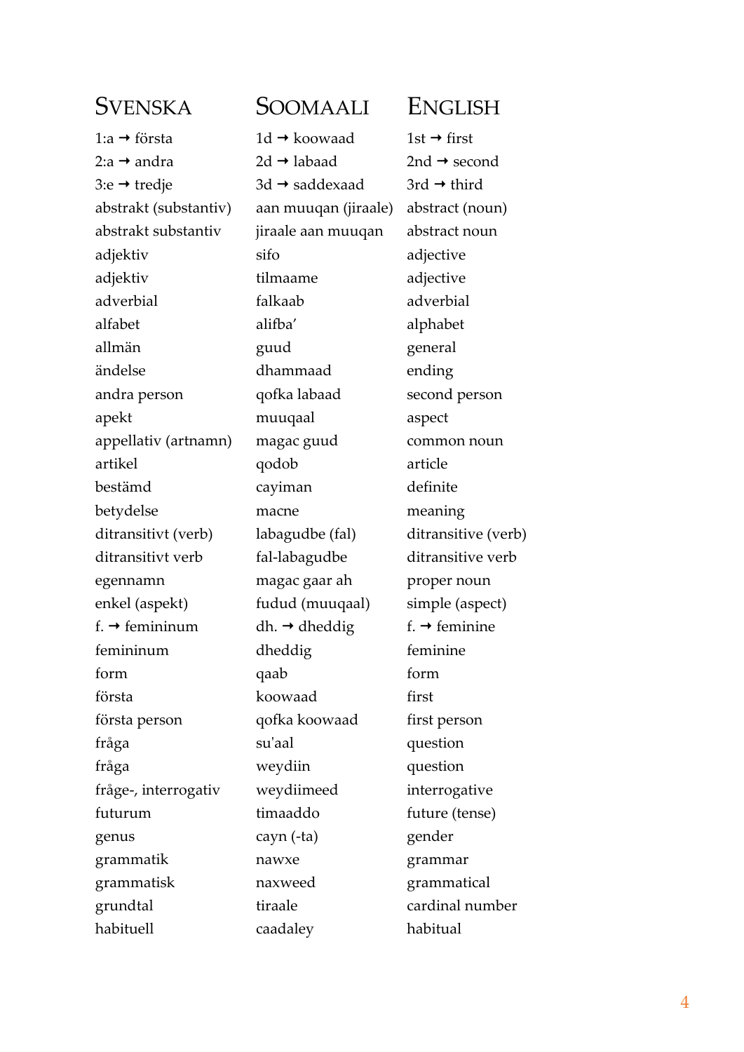| SVENSKA | SOOMAALI | ENGLISH |
|---|---|---|
| 1:a → första | 1d → koowaad | 1st → first |
| 2:a → andra | 2d → labaad | 2nd → second |
| 3:e → tredje | 3d → saddexaad | 3rd → third |
| abstrakt (substantiv) | aan muuqan (jiraale) | abstract (noun) |
| abstrakt substantiv | jiraale aan muuqan | abstract noun |
| adjektiv | sifo | adjective |
| adjektiv | tilmaame | adjective |
| adverbial | falkaab | adverbial |
| alfabet | alifba' | alphabet |
| allmän | guud | general |
| ändelse | dhammaad | ending |
| andra person | qofka labaad | second person |
| apekt | muuqaal | aspect |
| appellativ (artnamn) | magac guud | common noun |
| artikel | qodob | article |
| bestämd | cayiman | definite |
| betydelse | macne | meaning |
| ditransitivt (verb) | labagudbe (fal) | ditransitive (verb) |
| ditransitivt verb | fal-labagudbe | ditransitive verb |
| egennamn | magac gaar ah | proper noun |
| enkel (aspekt) | fudud (muuqaal) | simple (aspect) |
| f. → femininum | dh. → dheddig | f. → feminine |
| femininum | dheddig | feminine |
| form | qaab | form |
| första | koowaad | first |
| första person | qofka koowaad | first person |
| fråga | su'aal | question |
| fråga | weydiin | question |
| fråge-, interrogativ | weydiimeed | interrogative |
| futurum | timaaddo | future (tense) |
| genus | cayn (-ta) | gender |
| grammatik | nawxe | grammar |
| grammatisk | naxweed | grammatical |
| grundtal | tiraale | cardinal number |
| habituell | caadaley | habitual |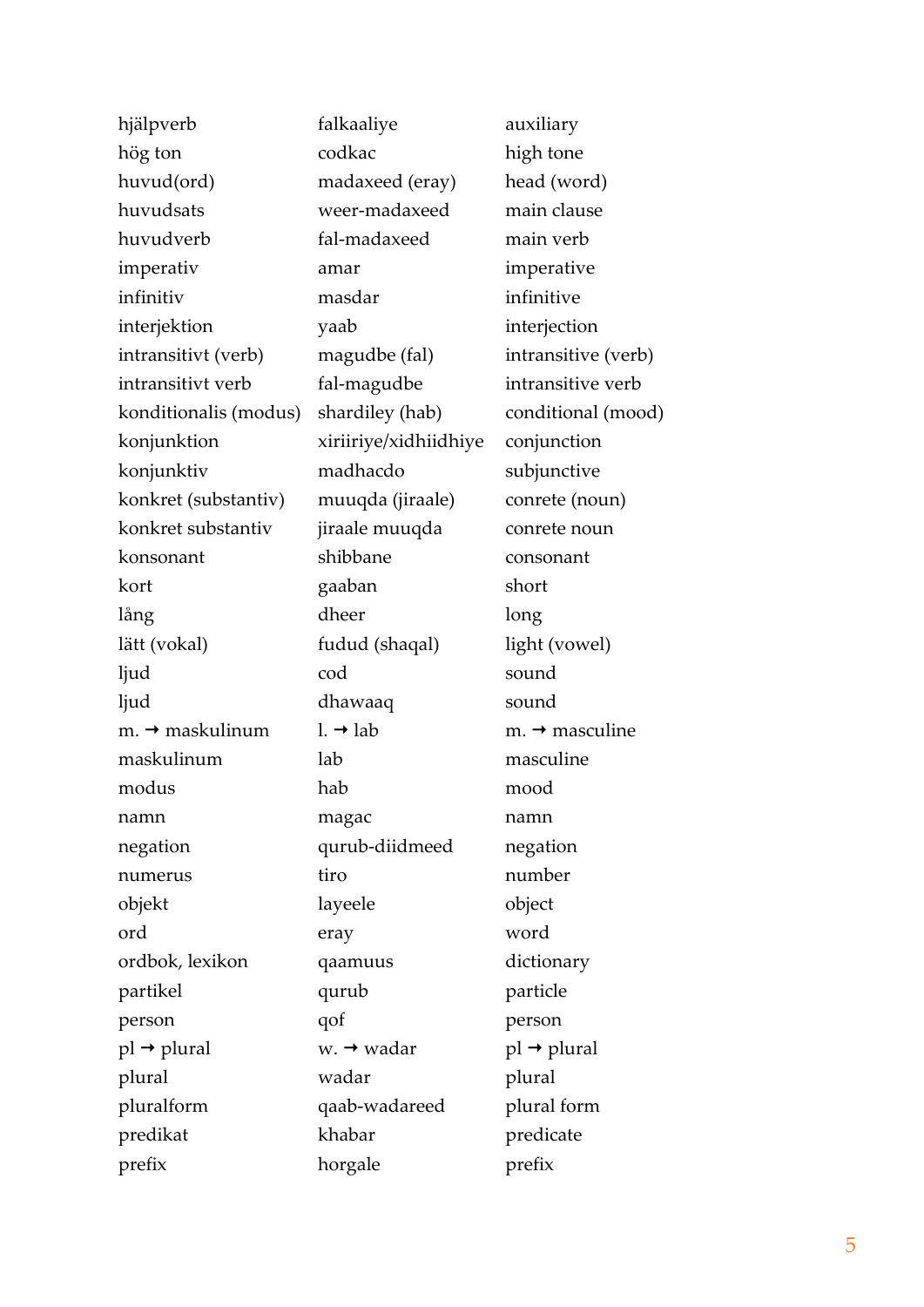| | | |
|---|---|---|
| hjälpverb | falkaaliye | auxiliary |
| hög ton | codkac | high tone |
| huvud(ord) | madaxeed (eray) | head (word) |
| huvudsats | weer-madaxeed | main clause |
| huvudverb | fal-madaxeed | main verb |
| imperativ | amar | imperative |
| infinitiv | masdar | infinitive |
| interjektion | yaab | interjection |
| intransitivt (verb) | magudbe (fal) | intransitive (verb) |
| intransitivt verb | fal-magudbe | intransitive verb |
| konditionalis (modus) | shardiley (hab) | conditional (mood) |
| konjunktion | xiriiriye/xidhiidhiye | conjunction |
| konjunktiv | madhacdo | subjunctive |
| konkret (substantiv) | muuqda (jiraale) | conrete (noun) |
| konkret substantiv | jiraale muuqda | conrete noun |
| konsonant | shibbane | consonant |
| kort | gaaban | short |
| lång | dheer | long |
| lätt (vokal) | fudud (shaqal) | light (vowel) |
| ljud | cod | sound |
| ljud | dhawaaq | sound |
| m. → maskulinum | l. → lab | m. → masculine |
| maskulinum | lab | masculine |
| modus | hab | mood |
| namn | magac | namn |
| negation | qurub-diidmeed | negation |
| numerus | tiro | number |
| objekt | layeele | object |
| ord | eray | word |
| ordbok, lexikon | qaamuus | dictionary |
| partikel | qurub | particle |
| person | qof | person |
| pl → plural | w. → wadar | pl → plural |
| plural | wadar | plural |
| pluralform | qaab-wadareed | plural form |
| predikat | khabar | predicate |
| prefix | horgale | prefix |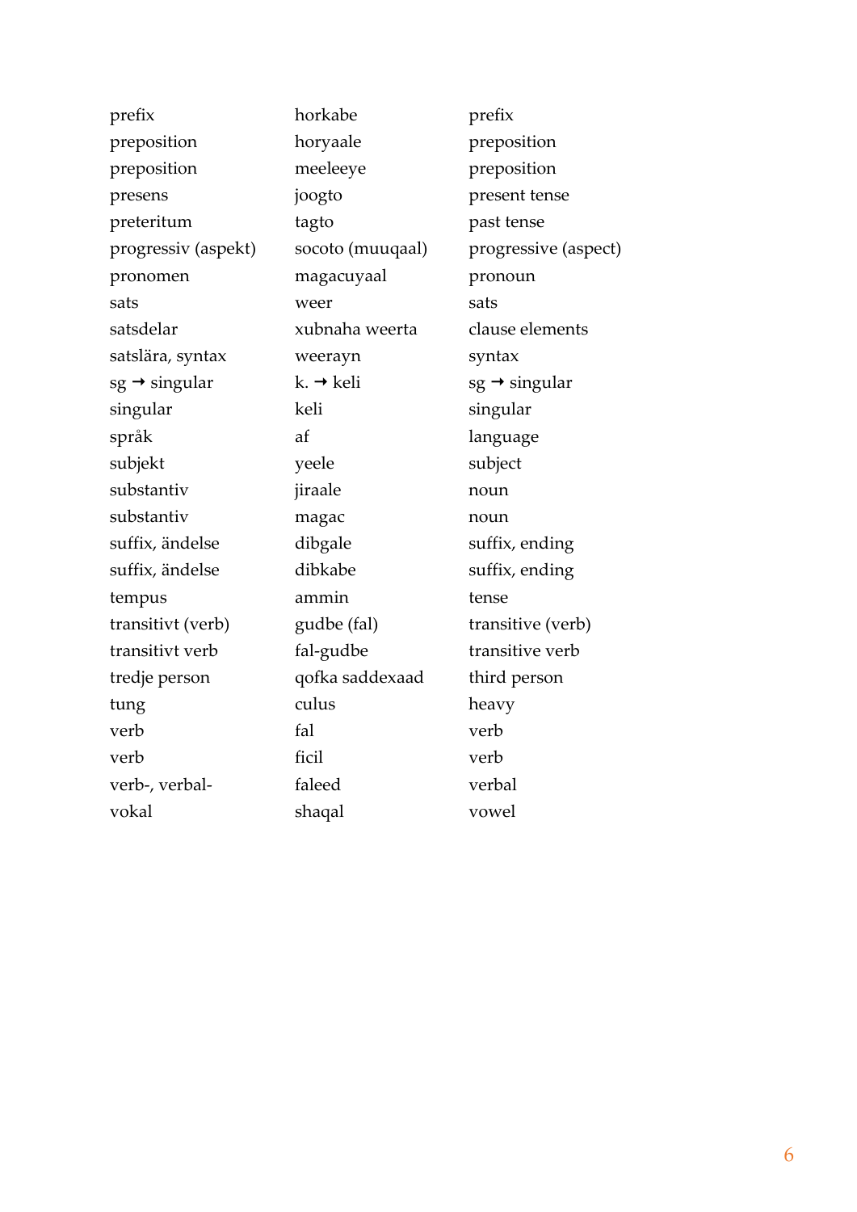| | | |
|---|---|---|
| prefix | horkabe | prefix |
| preposition | horyaale | preposition |
| preposition | meeleeye | preposition |
| presens | joogto | present tense |
| preteritum | tagto | past tense |
| progressiv (aspekt) | socoto (muuqaal) | progressive (aspect) |
| pronomen | magacuyaal | pronoun |
| sats | weer | sats |
| satsdelar | xubnaha weerta | clause elements |
| satslära, syntax | weerayn | syntax |
| sg → singular | k. → keli | sg → singular |
| singular | keli | singular |
| språk | af | language |
| subjekt | yeele | subject |
| substantiv | jiraale | noun |
| substantiv | magac | noun |
| suffix, ändelse | dibgale | suffix, ending |
| suffix, ändelse | dibkabe | suffix, ending |
| tempus | ammin | tense |
| transitivt (verb) | gudbe (fal) | transitive (verb) |
| transitivt verb | fal-gudbe | transitive verb |
| tredje person | qofka saddexaad | third person |
| tung | culus | heavy |
| verb | fal | verb |
| verb | ficil | verb |
| verb-, verbal- | faleed | verbal |
| vokal | shaqal | vowel |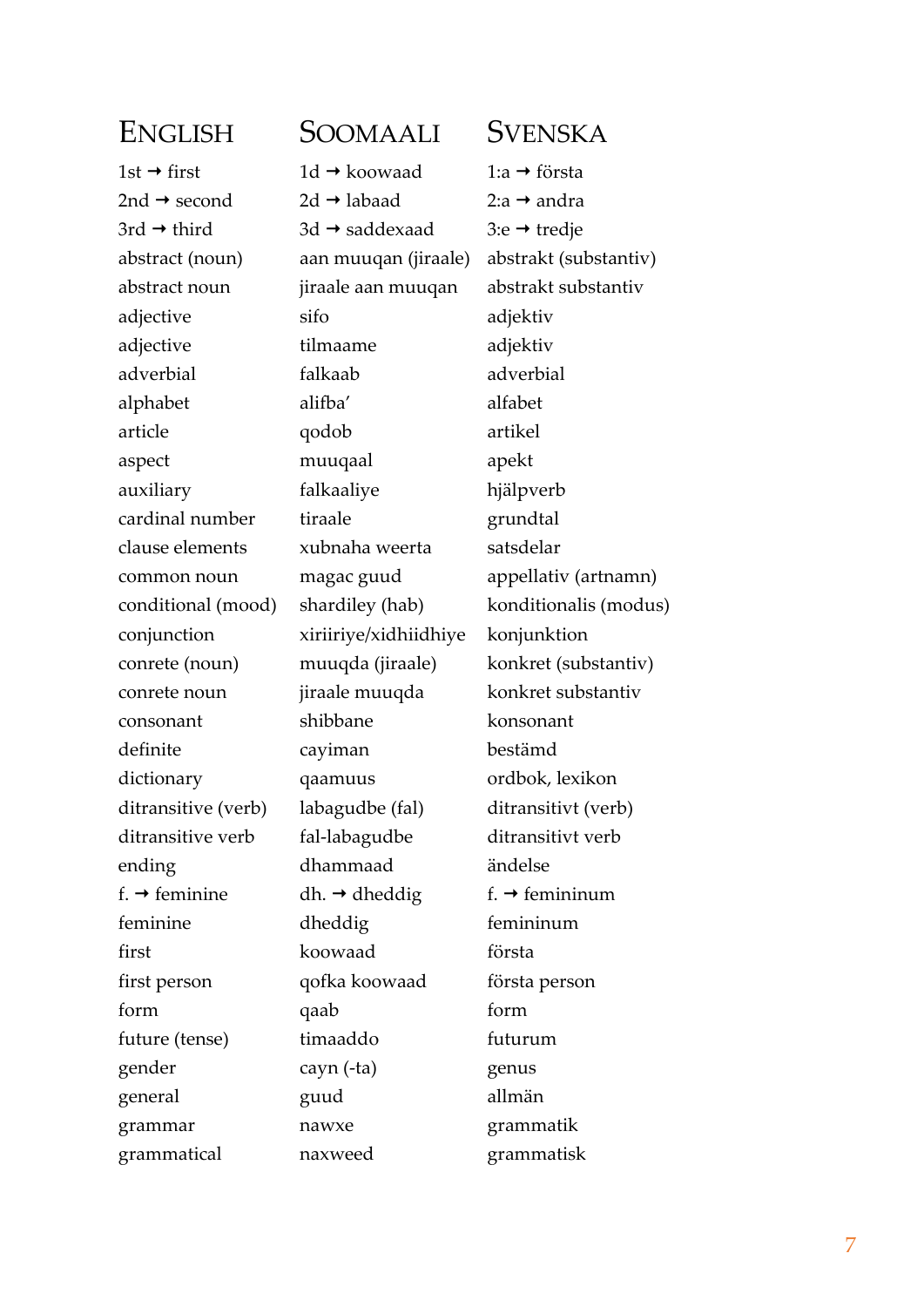| ENGLISH | SOOMAALI | SVENSKA |
| --- | --- | --- |
| 1st → first | 1d → koowaad | 1:a → första |
| 2nd → second | 2d → labaad | 2:a → andra |
| 3rd → third | 3d → saddexaad | 3:e → tredje |
| abstract (noun) | aan muuqan (jiraale) | abstrakt (substantiv) |
| abstract noun | jiraale aan muuqan | abstrakt substantiv |
| adjective | sifo | adjektiv |
| adjective | tilmaame | adjektiv |
| adverbial | falkaab | adverbial |
| alphabet | alifba' | alfabet |
| article | qodob | artikel |
| aspect | muuqaal | apekt |
| auxiliary | falkaaliye | hjälpverb |
| cardinal number | tiraale | grundtal |
| clause elements | xubnaha weerta | satsdelar |
| common noun | magac guud | appellativ (artnamn) |
| conditional (mood) | shardiley (hab) | konditionalis (modus) |
| conjunction | xiriiriye/xidhiidhiye | konjunktion |
| conrete (noun) | muuqda (jiraale) | konkret (substantiv) |
| conrete noun | jiraale muuqda | konkret substantiv |
| consonant | shibbane | konsonant |
| definite | cayiman | bestämd |
| dictionary | qaamuus | ordbok, lexikon |
| ditransitive (verb) | labagudbe (fal) | ditransitivt (verb) |
| ditransitive verb | fal-labagudbe | ditransitivt verb |
| ending | dhammaad | ändelse |
| f. → feminine | dh. → dheddig | f. → femininum |
| feminine | dheddig | femininum |
| first | koowaad | första |
| first person | qofka koowaad | första person |
| form | qaab | form |
| future (tense) | timaaddo | futurum |
| gender | cayn (-ta) | genus |
| general | guud | allmän |
| grammar | nawxe | grammatik |
| grammatical | naxweed | grammatisk |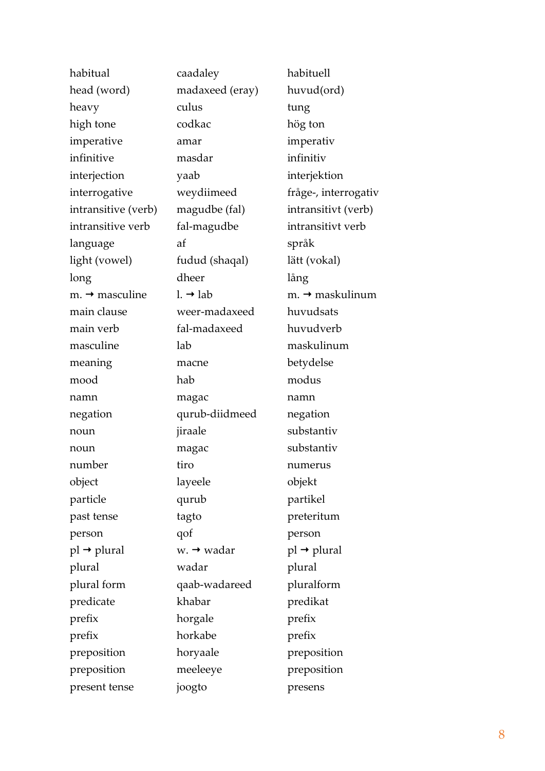| | | |
|---|---|---|
| habitual | caadaley | habituell |
| head (word) | madaxeed (eray) | huvud(ord) |
| heavy | culus | tung |
| high tone | codkac | hög ton |
| imperative | amar | imperativ |
| infinitive | masdar | infinitiv |
| interjection | yaab | interjektion |
| interrogative | weydiimeed | fråge-, interrogativ |
| intransitive (verb) | magudbe (fal) | intransitivt (verb) |
| intransitive verb | fal-magudbe | intransitivt verb |
| language | af | språk |
| light (vowel) | fudud (shaqal) | lätt (vokal) |
| long | dheer | lång |
| m. ➞ masculine | l. ➞ lab | m. ➞ maskulinum |
| main clause | weer-madaxeed | huvudsats |
| main verb | fal-madaxeed | huvudverb |
| masculine | lab | maskulinum |
| meaning | macne | betydelse |
| mood | hab | modus |
| namn | magac | namn |
| negation | qurub-diidmeed | negation |
| noun | jiraale | substantiv |
| noun | magac | substantiv |
| number | tiro | numerus |
| object | layeele | objekt |
| particle | qurub | partikel |
| past tense | tagto | preteritum |
| person | qof | person |
| pl ➞ plural | w. ➞ wadar | pl ➞ plural |
| plural | wadar | plural |
| plural form | qaab-wadareed | pluralform |
| predicate | khabar | predikat |
| prefix | horgale | prefix |
| prefix | horkabe | prefix |
| preposition | horyaale | preposition |
| preposition | meeleeye | preposition |
| present tense | joogto | presens |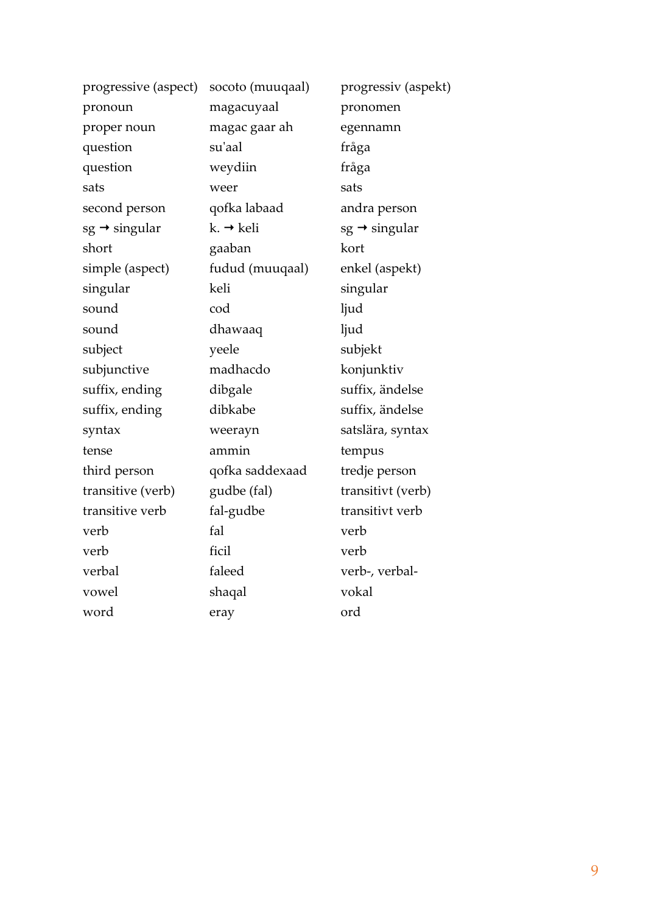| | | |
|---|---|---|
| progressive (aspect) | socoto (muuqaal) | progressiv (aspekt) |
| pronoun | magacuyaal | pronomen |
| proper noun | magac gaar ah | egennamn |
| question | su'aal | fråga |
| question | weydiin | fråga |
| sats | weer | sats |
| second person | qofka labaad | andra person |
| sg → singular | k. → keli | sg → singular |
| short | gaaban | kort |
| simple (aspect) | fudud (muuqaal) | enkel (aspekt) |
| singular | keli | singular |
| sound | cod | ljud |
| sound | dhawaaq | ljud |
| subject | yeele | subjekt |
| subjunctive | madhacdo | konjunktiv |
| suffix, ending | dibgale | suffix, ändelse |
| suffix, ending | dibkabe | suffix, ändelse |
| syntax | weerayn | satslära, syntax |
| tense | ammin | tempus |
| third person | qofka saddexaad | tredje person |
| transitive (verb) | gudbe (fal) | transitivt (verb) |
| transitive verb | fal-gudbe | transitivt verb |
| verb | fal | verb |
| verb | ficil | verb |
| verbal | faleed | verb-, verbal- |
| vowel | shaqal | vokal |
| word | eray | ord |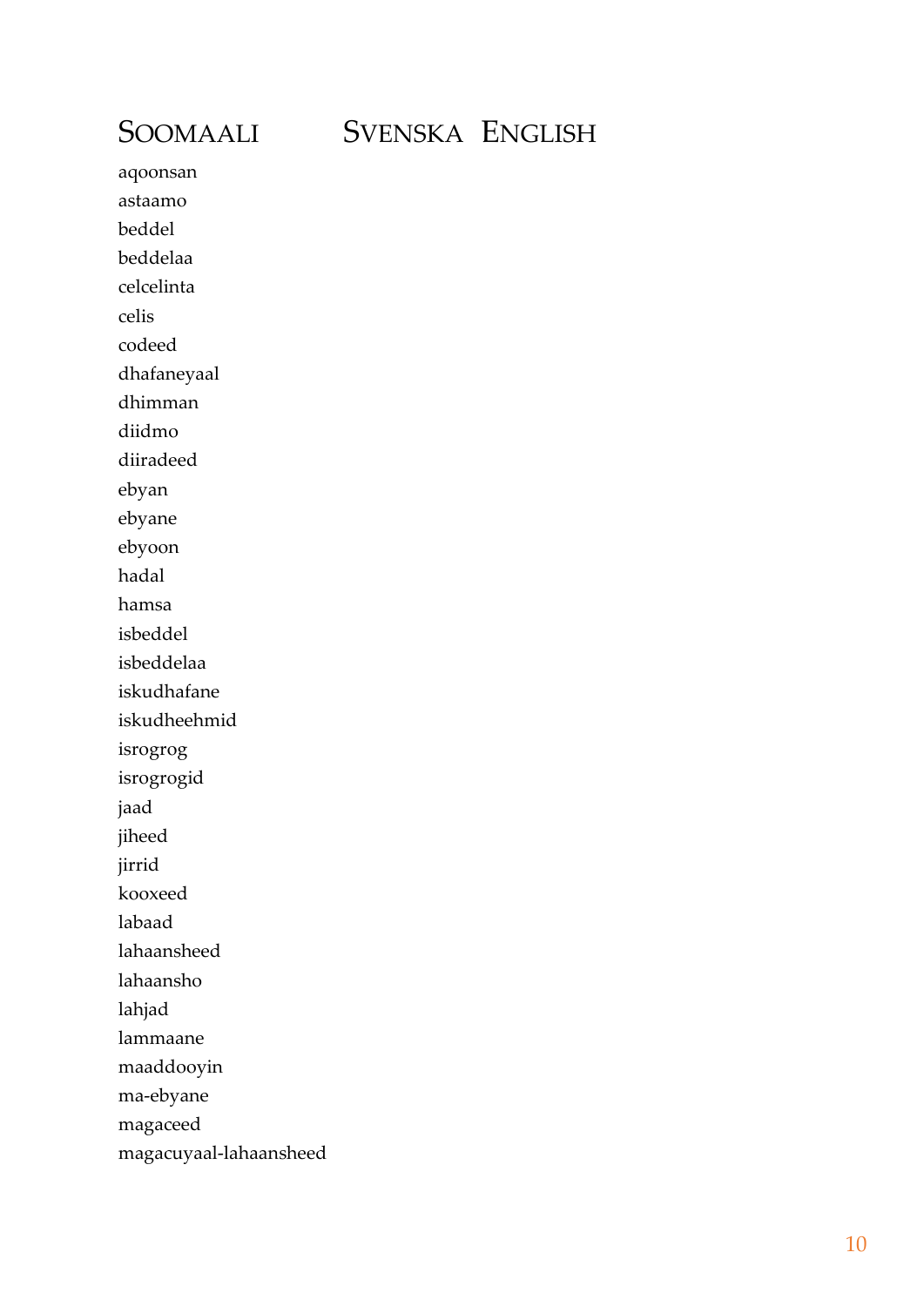| SOOMAALI | SVENSKA | ENGLISH |
|---|---|---|
| aqoonsan | | |
| astaamo | | |
| beddel | | |
| beddelaa | | |
| celcelinta | | |
| celis | | |
| codeed | | |
| dhafaneyaal | | |
| dhimman | | |
| diidmo | | |
| diiradeed | | |
| ebyan | | |
| ebyane | | |
| ebyoon | | |
| hadal | | |
| hamsa | | |
| isbeddel | | |
| isbeddelaa | | |
| iskudhafane | | |
| iskudheehmid | | |
| isrogrog | | |
| isrogrogid | | |
| jaad | | |
| jiheed | | |
| jirrid | | |
| kooxeed | | |
| labaad | | |
| lahaansheed | | |
| lahaansho | | |
| lahjad | | |
| lammaane | | |
| maaddooyin | | |
| ma-ebyane | | |
| magaceed | | |
| magacuyaal-lahaansheed | | |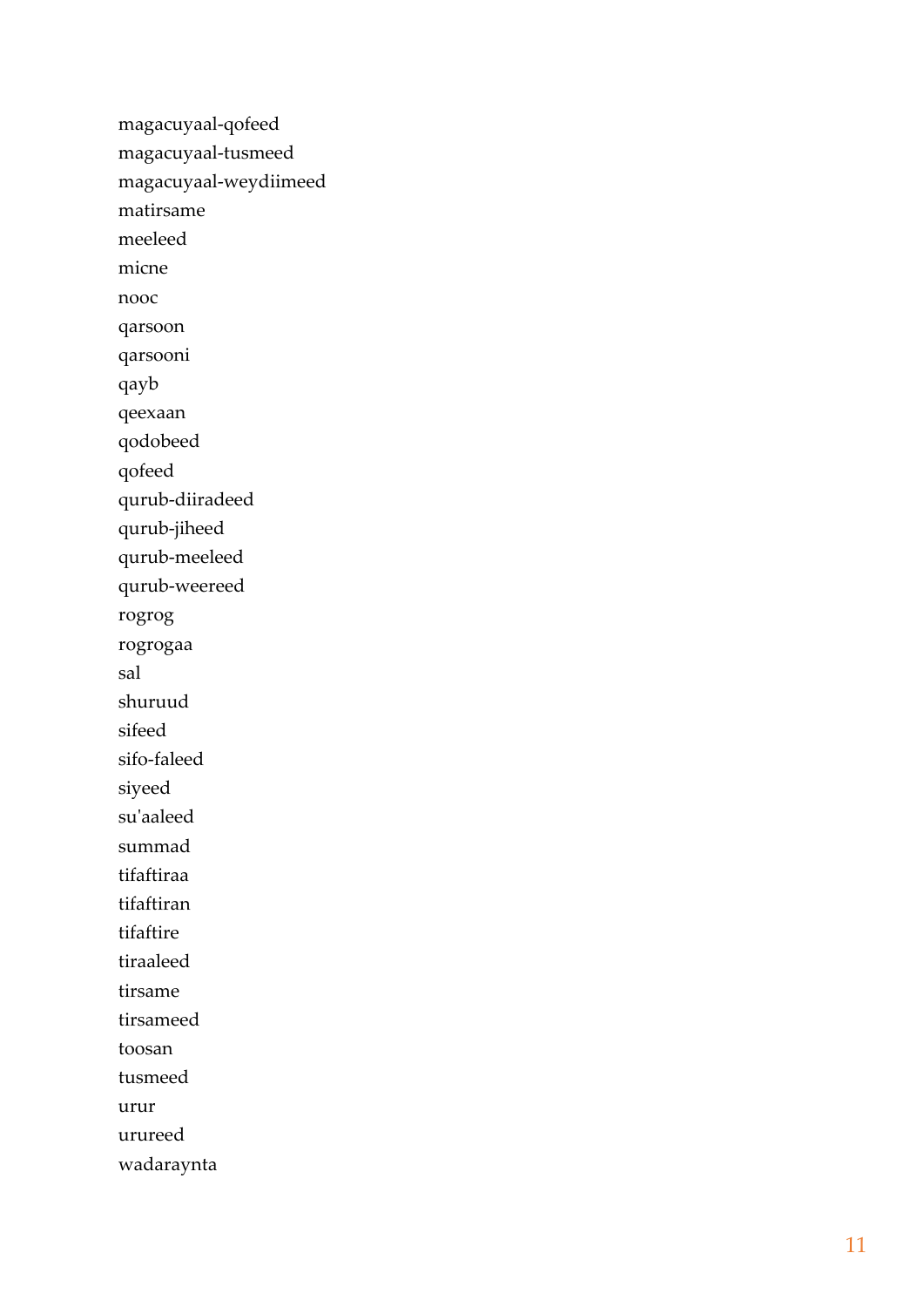magacuyaal-qofeed
magacuyaal-tusmeed
magacuyaal-weydiimeed
matirsame
meeleed
micne
nooc
qarsoon
qarsooni
qayb
qeexaan
qodobeed
qofeed
qurub-diiradeed
qurub-jiheed
qurub-meeleed
qurub-weereed
rogrog
rogrogaa
sal
shuruud
sifeed
sifo-faleed
siyeed
su'aaleed
summad
tifaftiraa
tifaftiran
tifaftire
tiraaleed
tirsame
tirsameed
toosan
tusmeed
urur
urureed
wadaraynta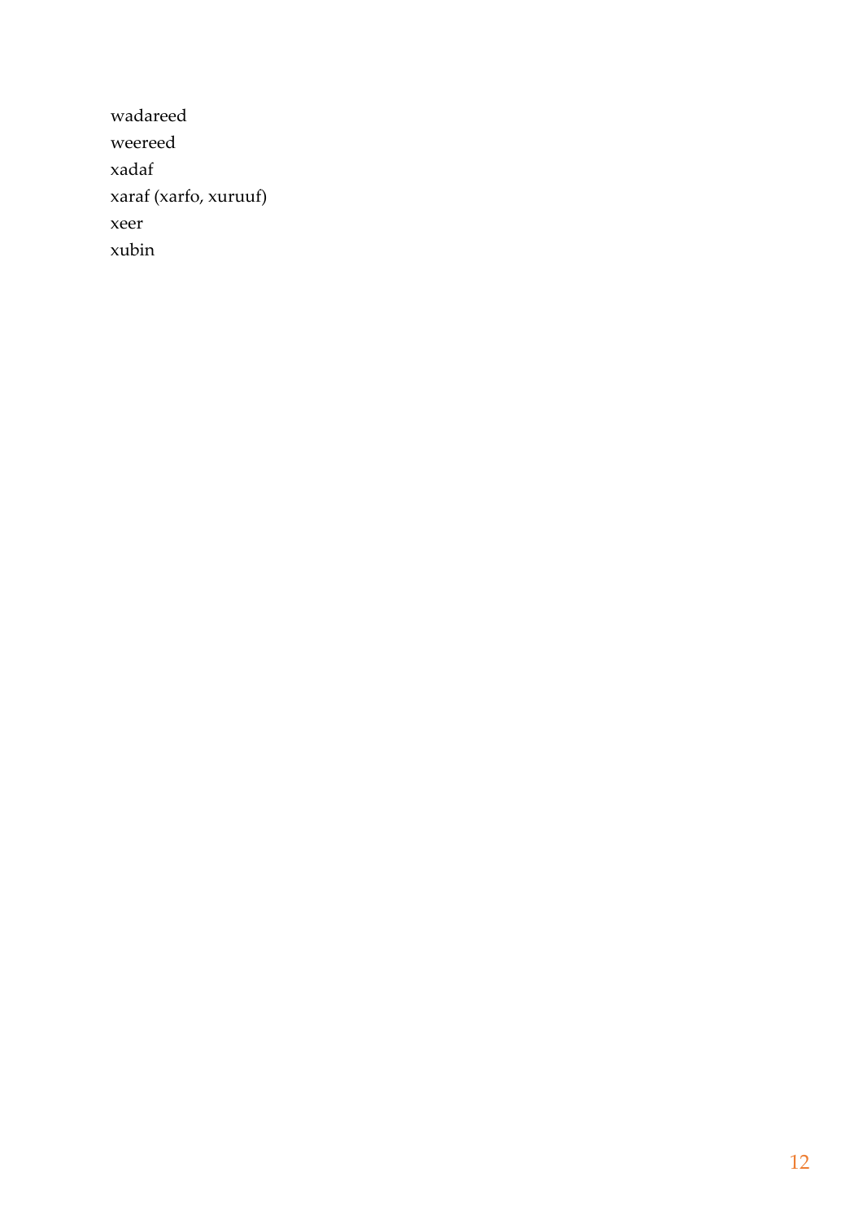wadareed

weereed

xadaf

xaraf (xarfo, xuruuf)

xeer

xubin